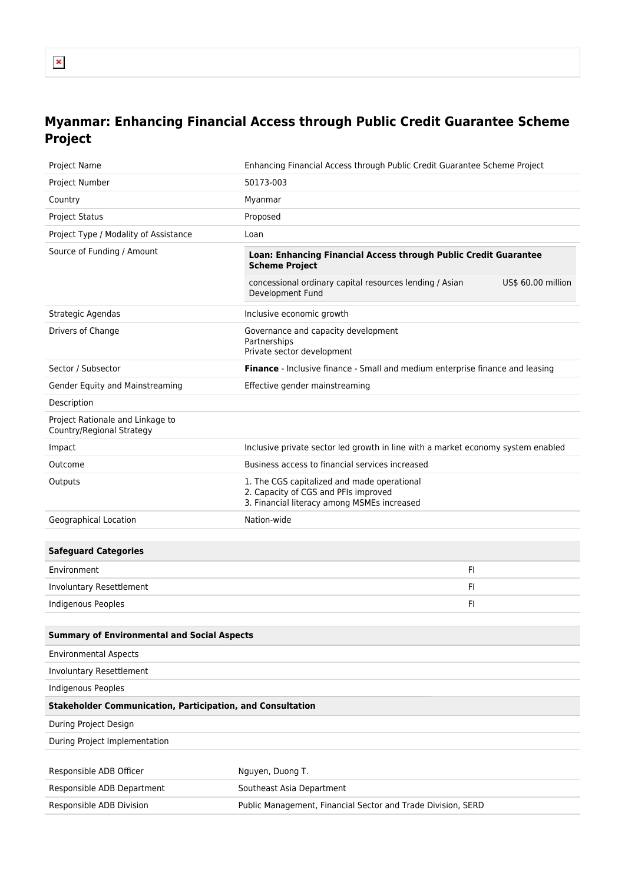# Myanmar: Enhancing Financial Access through Public Credit Guarantee Scheme Project

| | |
|---|---|
| Project Name | Enhancing Financial Access through Public Credit Guarantee Scheme Project |
| Project Number | 50173-003 |
| Country | Myanmar |
| Project Status | Proposed |
| Project Type / Modality of Assistance | Loan |
| Source of Funding / Amount | **Loan: Enhancing Financial Access through Public Credit Guarantee Scheme Project**<br>concessional ordinary capital resources lending / Asian Development Fund — US$ 60.00 million |
| Strategic Agendas | Inclusive economic growth |
| Drivers of Change | Governance and capacity development<br>Partnerships<br>Private sector development |
| Sector / Subsector | **Finance** - Inclusive finance - Small and medium enterprise finance and leasing |
| Gender Equity and Mainstreaming | Effective gender mainstreaming |
| Description | |
| Project Rationale and Linkage to Country/Regional Strategy | |
| Impact | Inclusive private sector led growth in line with a market economy system enabled |
| Outcome | Business access to financial services increased |
| Outputs | 1. The CGS capitalized and made operational<br>2. Capacity of CGS and PFIs improved<br>3. Financial literacy among MSMEs increased |
| Geographical Location | Nation-wide |

| Safeguard Categories | |
|---|---|
| Environment | FI |
| Involuntary Resettlement | FI |
| Indigenous Peoples | FI |

| Summary of Environmental and Social Aspects | |
|---|---|
| Environmental Aspects | |
| Involuntary Resettlement | |
| Indigenous Peoples | |
| **Stakeholder Communication, Participation, and Consultation** | |
| During Project Design | |
| During Project Implementation | |

| | |
|---|---|
| Responsible ADB Officer | Nguyen, Duong T. |
| Responsible ADB Department | Southeast Asia Department |
| Responsible ADB Division | Public Management, Financial Sector and Trade Division, SERD |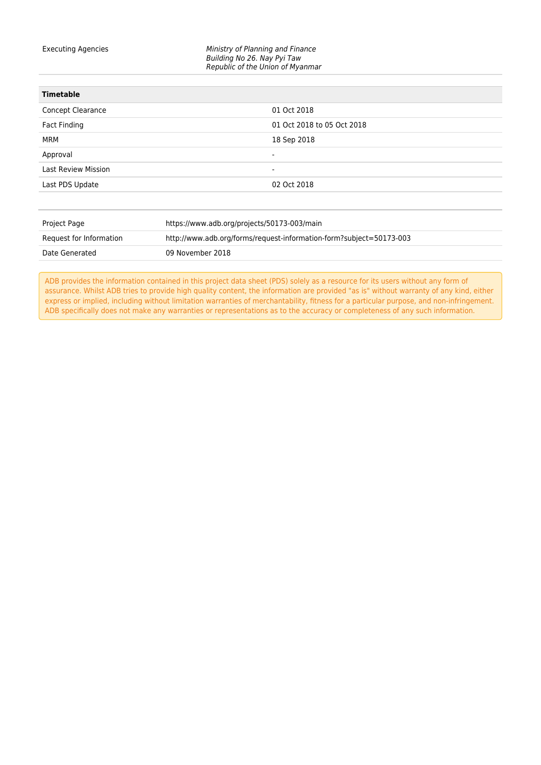| | |
|---|---|
| Executing Agencies | *Ministry of Planning and Finance*<br>*Building No 26. Nay Pyi Taw*<br>*Republic of the Union of Myanmar* |

| **Timetable** | |
|---|---|
| Concept Clearance | 01 Oct 2018 |
| Fact Finding | 01 Oct 2018 to 05 Oct 2018 |
| MRM | 18 Sep 2018 |
| Approval | - |
| Last Review Mission | - |
| Last PDS Update | 02 Oct 2018 |

| | |
|---|---|
| Project Page | https://www.adb.org/projects/50173-003/main |
| Request for Information | http://www.adb.org/forms/request-information-form?subject=50173-003 |
| Date Generated | 09 November 2018 |

ADB provides the information contained in this project data sheet (PDS) solely as a resource for its users without any form of assurance. Whilst ADB tries to provide high quality content, the information are provided "as is" without warranty of any kind, either express or implied, including without limitation warranties of merchantability, fitness for a particular purpose, and non-infringement. ADB specifically does not make any warranties or representations as to the accuracy or completeness of any such information.